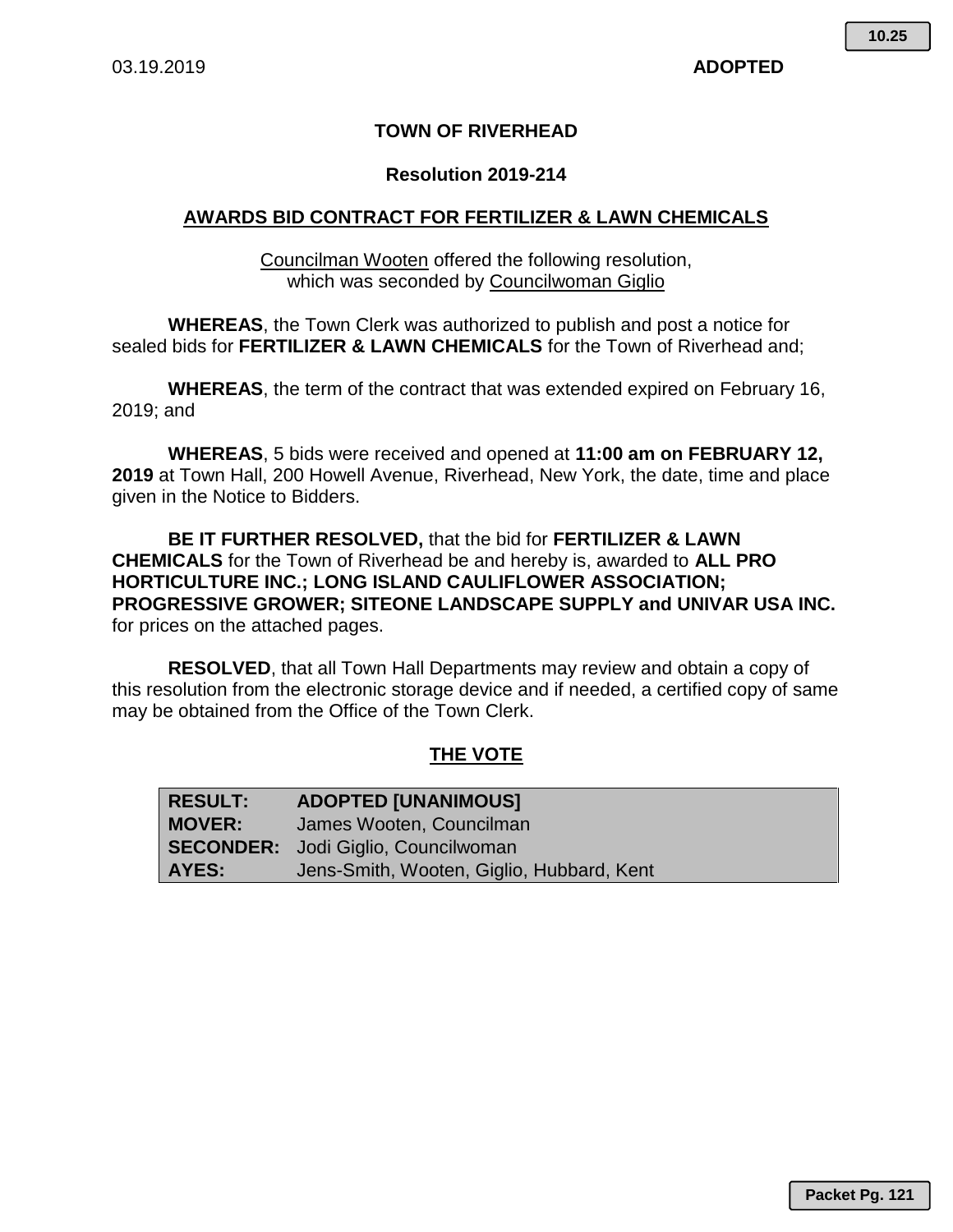03.19.2019 **ADOPTED**

10.25

# TOWN OF RIVERHEAD

## Resolution 2019-214

## AWARDS BID CONTRACT FOR FERTILIZER & LAWN CHEMICALS

Councilman Wooten offered the following resolution,
which was seconded by Councilwoman Giglio

**WHEREAS**, the Town Clerk was authorized to publish and post a notice for sealed bids for **FERTILIZER & LAWN CHEMICALS** for the Town of Riverhead and;

**WHEREAS**, the term of the contract that was extended expired on February 16, 2019; and

**WHEREAS**, 5 bids were received and opened at **11:00 am on FEBRUARY 12, 2019** at Town Hall, 200 Howell Avenue, Riverhead, New York, the date, time and place given in the Notice to Bidders.

**BE IT FURTHER RESOLVED,** that the bid for **FERTILIZER & LAWN CHEMICALS** for the Town of Riverhead be and hereby is, awarded to **ALL PRO HORTICULTURE INC.; LONG ISLAND CAULIFLOWER ASSOCIATION; PROGRESSIVE GROWER; SITEONE LANDSCAPE SUPPLY and UNIVAR USA INC.** for prices on the attached pages.

**RESOLVED**, that all Town Hall Departments may review and obtain a copy of this resolution from the electronic storage device and if needed, a certified copy of same may be obtained from the Office of the Town Clerk.

## THE VOTE

| | |
|---|---|
| **RESULT:** | **ADOPTED [UNANIMOUS]** |
| **MOVER:** | James Wooten, Councilman |
| **SECONDER:** | Jodi Giglio, Councilwoman |
| **AYES:** | Jens-Smith, Wooten, Giglio, Hubbard, Kent |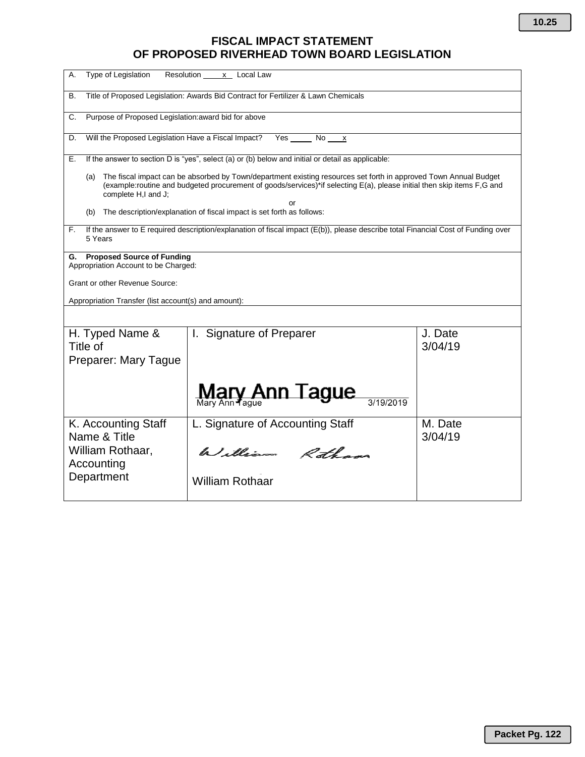# FISCAL IMPACT STATEMENT OF PROPOSED RIVERHEAD TOWN BOARD LEGISLATION

A. Type of Legislation Resolution \_\_\_\_x\_\_ Local Law

B. Title of Proposed Legislation: Awards Bid Contract for Fertilizer & Lawn Chemicals

C. Purpose of Proposed Legislation:award bid for above

D. Will the Proposed Legislation Have a Fiscal Impact? Yes \_\_\_\_\_ No \_\_\_x

E. If the answer to section D is "yes", select (a) or (b) below and initial or detail as applicable:

(a) The fiscal impact can be absorbed by Town/department existing resources set forth in approved Town Annual Budget (example:routine and budgeted procurement of goods/services)*if selecting E(a), please initial then skip items F,G and complete H,I and J;

or

(b) The description/explanation of fiscal impact is set forth as follows:

F. If the answer to E required description/explanation of fiscal impact (E(b)), please describe total Financial Cost of Funding over 5 Years

**G. Proposed Source of Funding**
Appropriation Account to be Charged:

Grant or other Revenue Source:

Appropriation Transfer (list account(s) and amount):

| H. Typed Name & Title of Preparer: Mary Tague | I. Signature of Preparer<br>Mary Ann Tague<br>Mary Ann Tague 3/19/2019 | J. Date<br>3/04/19 |
|---|---|---|
| K. Accounting Staff Name & Title<br>William Rothaar, Accounting Department | L. Signature of Accounting Staff<br>William Rothaar<br>William Rothaar | M. Date<br>3/04/19 |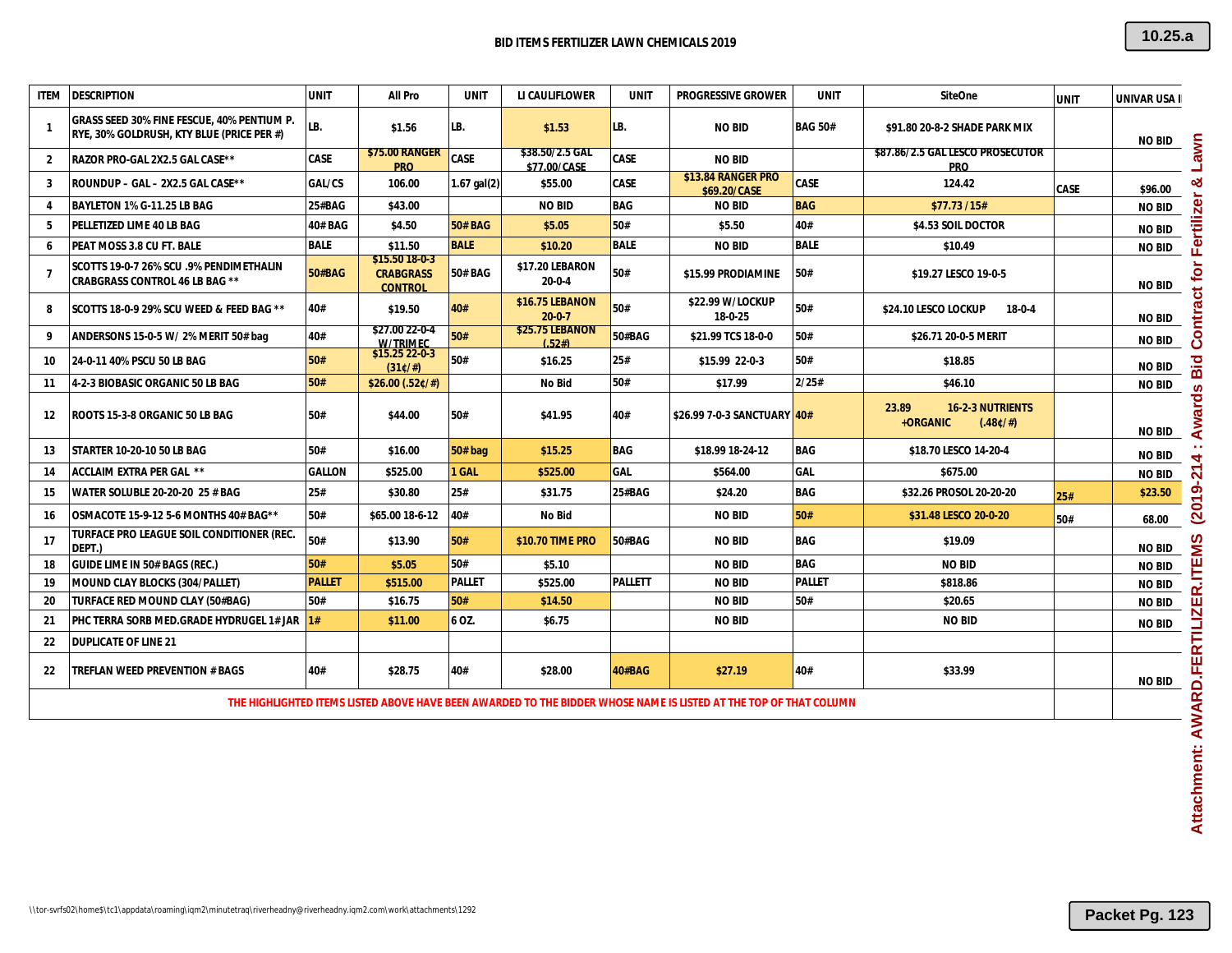# BID ITEMS FERTILIZER LAWN CHEMICALS 2019

| ITEM | DESCRIPTION | UNIT | All Pro | UNIT | LI CAULIFLOWER | UNIT | PROGRESSIVE GROWER | UNIT | SiteOne | UNIT | UNIVAR USA I |
|---|---|---|---|---|---|---|---|---|---|---|---|
| 1 | GRASS SEED 30% FINE FESCUE, 40% PENTIUM P. RYE, 30% GOLDRUSH, KTY BLUE (PRICE PER #) | LB. | $1.56 | LB. | $1.53 | LB. | NO BID | BAG 50# | $91.80 20-8-2 SHADE PARK MIX | | NO BID |
| 2 | RAZOR PRO-GAL 2X2.5 GAL CASE** | CASE | $75.00 RANGER PRO | CASE | $38.50/2.5 GAL $77.00/CASE | CASE | NO BID | | $87.86/2.5 GAL LESCO PROSECUTOR PRO | | |
| 3 | ROUNDUP – GAL – 2X2.5 GAL CASE** | GAL/CS | 106.00 | 1.67 gal(2) | $55.00 | CASE | $13.84 RANGER PRO $69.20/CASE | CASE | 124.42 | CASE | $96.00 |
| 4 | BAYLETON 1% G-11.25 LB BAG | 25#BAG | $43.00 | | NO BID | BAG | NO BID | BAG | $77.73 /15# | | NO BID |
| 5 | PELLETIZED LIME 40 LB BAG | 40# BAG | $4.50 | 50# BAG | $5.05 | 50# | $5.50 | 40# | $4.53 SOIL DOCTOR | | NO BID |
| 6 | PEAT MOSS 3.8 CU FT. BALE | BALE | $11.50 | BALE | $10.20 | BALE | NO BID | BALE | $10.49 | | NO BID |
| 7 | SCOTTS 19-0-7 26% SCU .9% PENDIMETHALIN CRABGRASS CONTROL 46 LB BAG ** | 50#BAG | $15.50 18-0-3 CRABGRASS CONTROL | 50# BAG | $17.20 LEBARON 20-0-4 | 50# | $15.99 PRODIAMINE | 50# | $19.27 LESCO 19-0-5 | | NO BID |
| 8 | SCOTTS 18-0-9 29% SCU WEED & FEED BAG ** | 40# | $19.50 | 40# | $16.75 LEBANON 20-0-7 | 50# | $22.99 W/LOCKUP 18-0-25 | 50# | $24.10 LESCO LOCKUP 18-0-4 | | NO BID |
| 9 | ANDERSONS 15-0-5 W/ 2% MERIT 50# bag | 40# | $27.00 22-0-4 W/TRIMEC | 50# | $25.75 LEBANON (.52#) | 50#BAG | $21.99 TCS 18-0-0 | 50# | $26.71 20-0-5 MERIT | | NO BID |
| 10 | 24-0-11 40% PSCU 50 LB BAG | 50# | $15.25 22-0-3 (31¢/#) | 50# | $16.25 | 25# | $15.99 22-0-3 | 50# | $18.85 | | NO BID |
| 11 | 4-2-3 BIOBASIC ORGANIC 50 LB BAG | 50# | $26.00 (.52¢/#) | | No Bid | 50# | $17.99 | 2/25# | $46.10 | | NO BID |
| 12 | ROOTS 15-3-8 ORGANIC 50 LB BAG | 50# | $44.00 | 50# | $41.95 | 40# | $26.99 7-0-3 SANCTUARY | 40# | 23.89 16-2-3 NUTRIENTS +ORGANIC (.48¢/#) | | NO BID |
| 13 | STARTER 10-20-10 50 LB BAG | 50# | $16.00 | 50# bag | $15.25 | BAG | $18.99 18-24-12 | BAG | $18.70 LESCO 14-20-4 | | NO BID |
| 14 | ACCLAIM EXTRA PER GAL ** | GALLON | $525.00 | 1 GAL | $525.00 | GAL | $564.00 | GAL | $675.00 | | NO BID |
| 15 | WATER SOLUBLE 20-20-20 25 # BAG | 25# | $30.80 | 25# | $31.75 | 25#BAG | $24.20 | BAG | $32.26 PROSOL 20-20-20 | 25# | $23.50 |
| 16 | OSMACOTE 15-9-12 5-6 MONTHS 40# BAG** | 50# | $65.00 18-6-12 | 40# | No Bid | | NO BID | 50# | $31.48 LESCO 20-0-20 | 50# | 68.00 |
| 17 | TURFACE PRO LEAGUE SOIL CONDITIONER (REC. DEPT.) | 50# | $13.90 | 50# | $10.70 TIME PRO | 50#BAG | NO BID | BAG | $19.09 | | NO BID |
| 18 | GUIDE LIME IN 50# BAGS (REC.) | 50# | $5.05 | 50# | $5.10 | | NO BID | BAG | NO BID | | NO BID |
| 19 | MOUND CLAY BLOCKS (304/PALLET) | PALLET | $515.00 | PALLET | $525.00 | PALLETT | NO BID | PALLET | $818.86 | | NO BID |
| 20 | TURFACE RED MOUND CLAY (50#BAG) | 50# | $16.75 | 50# | $14.50 | | NO BID | 50# | $20.65 | | NO BID |
| 21 | PHC TERRA SORB MED.GRADE HYDRUGEL 1# JAR | 1# | $11.00 | 6 OZ. | $6.75 | | NO BID | | NO BID | | NO BID |
| 22 | DUPLICATE OF LINE 21 | | | | | | | | | | |
| 22 | TREFLAN WEED PREVENTION # BAGS | 40# | $28.75 | 40# | $28.00 | 40#BAG | $27.19 | 40# | $33.99 | | NO BID |

THE HIGHLIGHTED ITEMS LISTED ABOVE HAVE BEEN AWARDED TO THE BIDDER WHOSE NAME IS LISTED AT THE TOP OF THAT COLUMN

\\tor-svrfs02\home$\tc1\appdata\roaming\iqm2\minutetraq\riverheadny@riverheadny.iqm2.com\work\attachments\1292